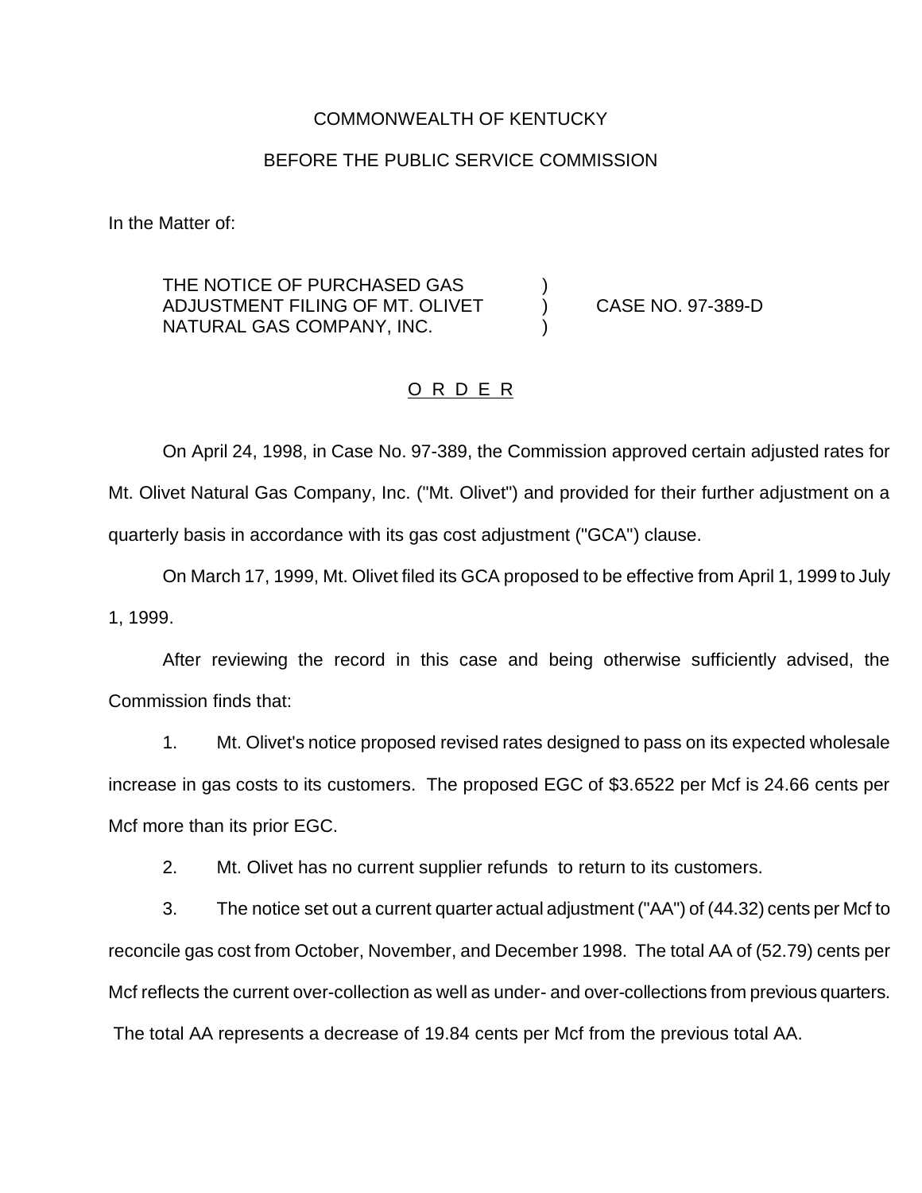COMMONWEALTH OF KENTUCKY

BEFORE THE PUBLIC SERVICE COMMISSION

In the Matter of:

THE NOTICE OF PURCHASED GAS ADJUSTMENT FILING OF MT. OLIVET NATURAL GAS COMPANY, INC. ) CASE NO. 97-389-D

O R D E R

On April 24, 1998, in Case No. 97-389, the Commission approved certain adjusted rates for Mt. Olivet Natural Gas Company, Inc. ("Mt. Olivet") and provided for their further adjustment on a quarterly basis in accordance with its gas cost adjustment ("GCA") clause.

On March 17, 1999, Mt. Olivet filed its GCA proposed to be effective from April 1, 1999 to July 1, 1999.

After reviewing the record in this case and being otherwise sufficiently advised, the Commission finds that:

1. Mt. Olivet's notice proposed revised rates designed to pass on its expected wholesale increase in gas costs to its customers. The proposed EGC of $3.6522 per Mcf is 24.66 cents per Mcf more than its prior EGC.

2. Mt. Olivet has no current supplier refunds to return to its customers.

3. The notice set out a current quarter actual adjustment ("AA") of (44.32) cents per Mcf to reconcile gas cost from October, November, and December 1998. The total AA of (52.79) cents per Mcf reflects the current over-collection as well as under- and over-collections from previous quarters. The total AA represents a decrease of 19.84 cents per Mcf from the previous total AA.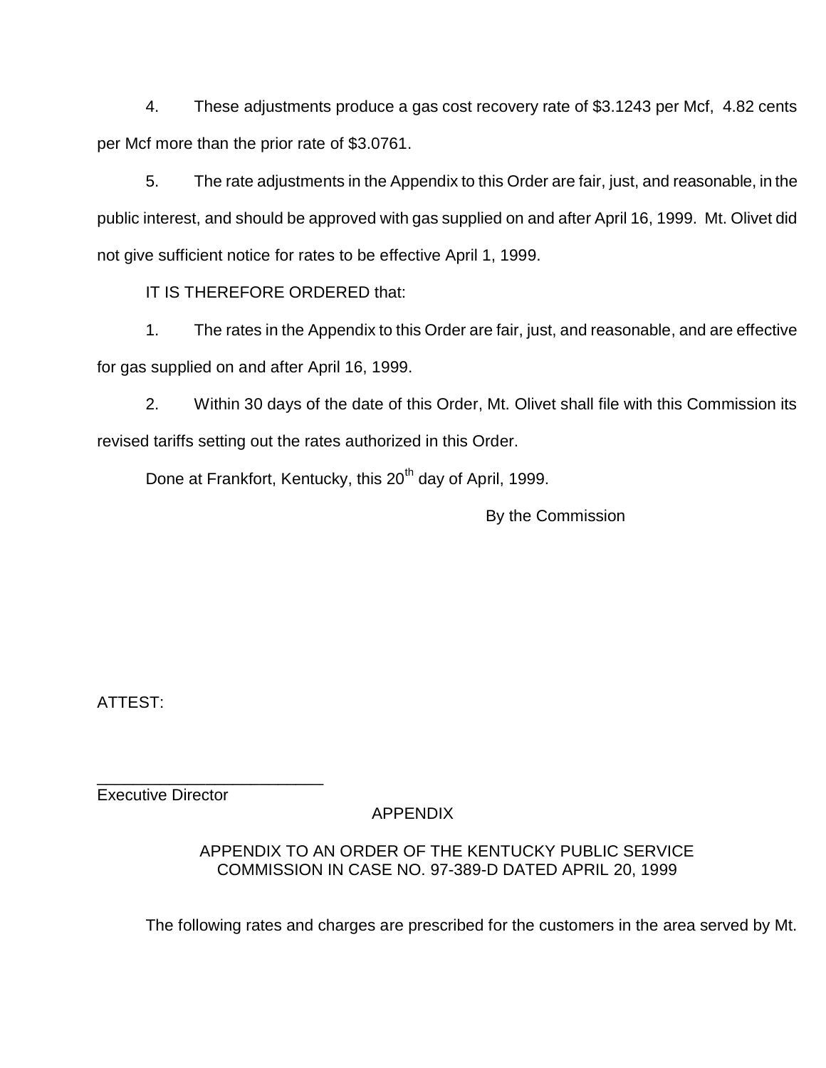4. These adjustments produce a gas cost recovery rate of $3.1243 per Mcf, 4.82 cents per Mcf more than the prior rate of $3.0761.

5. The rate adjustments in the Appendix to this Order are fair, just, and reasonable, in the public interest, and should be approved with gas supplied on and after April 16, 1999. Mt. Olivet did not give sufficient notice for rates to be effective April 1, 1999.

IT IS THEREFORE ORDERED that:

1. The rates in the Appendix to this Order are fair, just, and reasonable, and are effective for gas supplied on and after April 16, 1999.

2. Within 30 days of the date of this Order, Mt. Olivet shall file with this Commission its revised tariffs setting out the rates authorized in this Order.

Done at Frankfort, Kentucky, this 20th day of April, 1999.

By the Commission

ATTEST:

_________________________
Executive Director

APPENDIX

APPENDIX TO AN ORDER OF THE KENTUCKY PUBLIC SERVICE COMMISSION IN CASE NO. 97-389-D DATED APRIL 20, 1999

The following rates and charges are prescribed for the customers in the area served by Mt.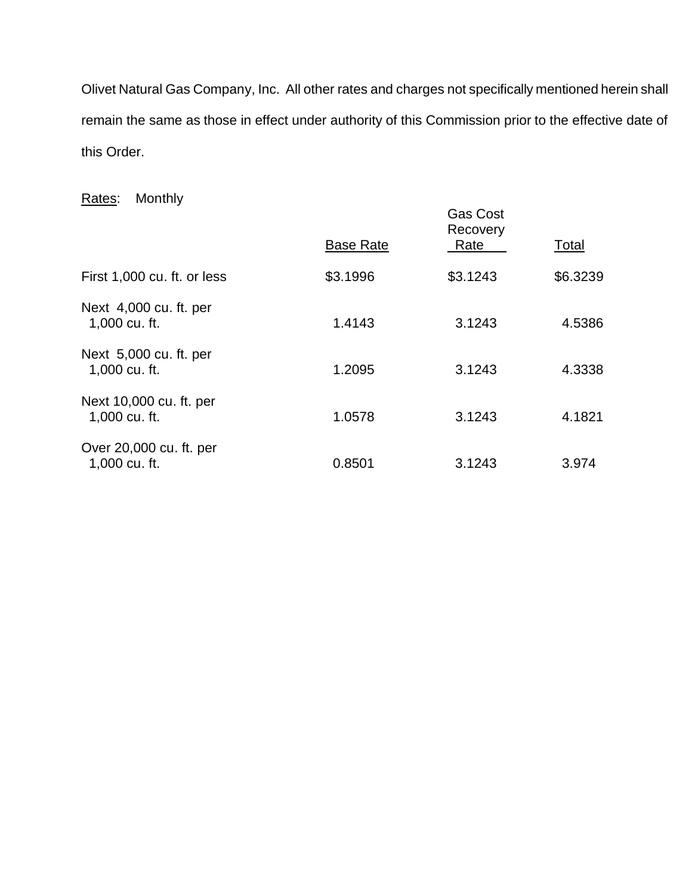Olivet Natural Gas Company, Inc. All other rates and charges not specifically mentioned herein shall remain the same as those in effect under authority of this Commission prior to the effective date of this Order.

Rates: Monthly

| | Base Rate | Gas Cost Recovery Rate | Total |
|---|---|---|---|
| First 1,000 cu. ft. or less | $3.1996 | $3.1243 | $6.3239 |
| Next 4,000 cu. ft. per 1,000 cu. ft. | 1.4143 | 3.1243 | 4.5386 |
| Next 5,000 cu. ft. per 1,000 cu. ft. | 1.2095 | 3.1243 | 4.3338 |
| Next 10,000 cu. ft. per 1,000 cu. ft. | 1.0578 | 3.1243 | 4.1821 |
| Over 20,000 cu. ft. per 1,000 cu. ft. | 0.8501 | 3.1243 | 3.974 |